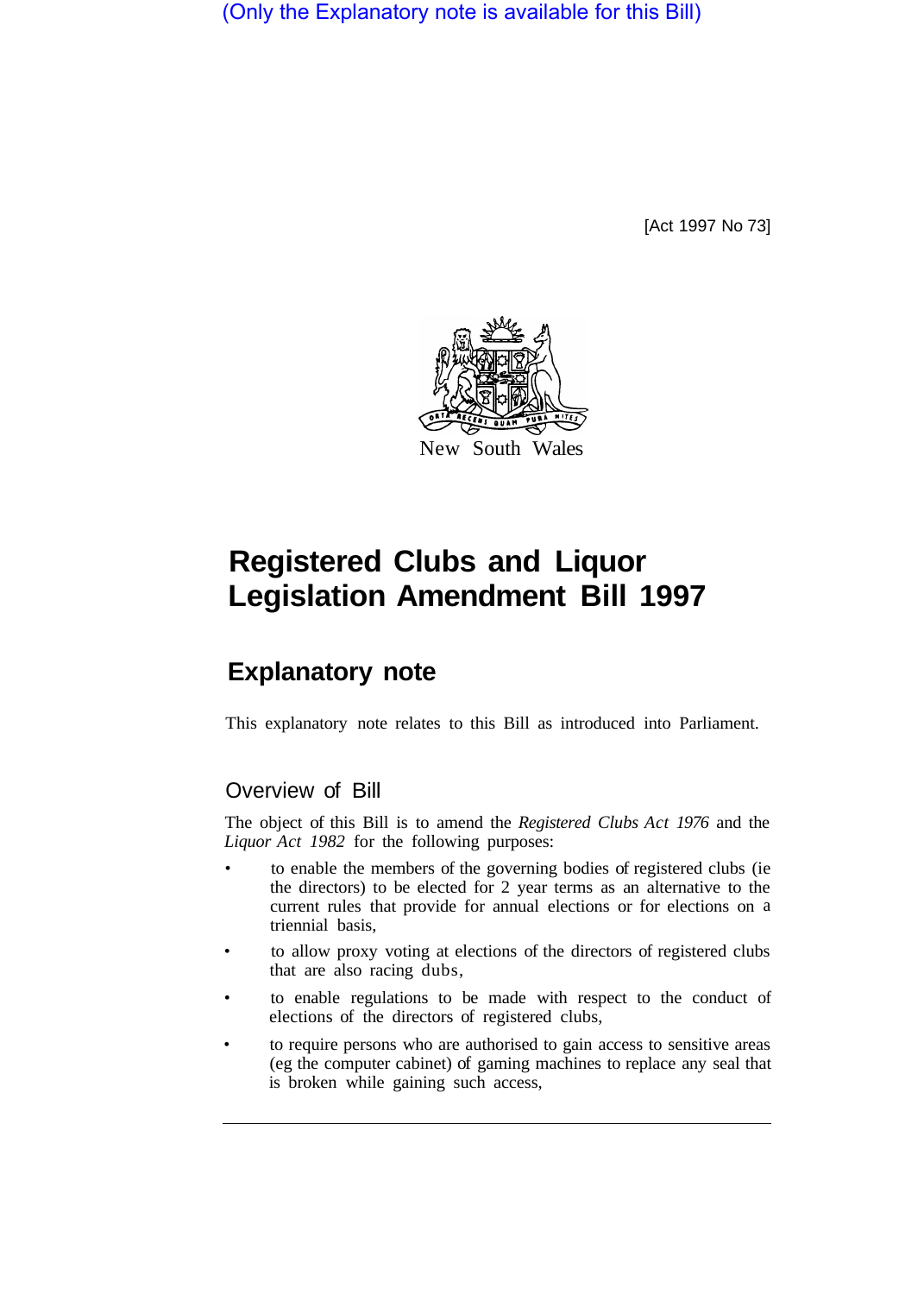(Only the Explanatory note is available for this Bill)

[Act 1997 No 73]

New South Wales

# Registered Clubs and Liquor Legislation Amendment Bill 1997

## Explanatory note

This explanatory note relates to this Bill as introduced into Parliament.

### Overview of Bill

The object of this Bill is to amend the *Registered Clubs Act 1976* and the *Liquor Act 1982* for the following purposes:

- to enable the members of the governing bodies of registered clubs (ie the directors) to be elected for 2 year terms as an alternative to the current rules that provide for annual elections or for elections on a triennial basis,
- to allow proxy voting at elections of the directors of registered clubs that are also racing dubs,
- to enable regulations to be made with respect to the conduct of elections of the directors of registered clubs,
- to require persons who are authorised to gain access to sensitive areas (eg the computer cabinet) of gaming machines to replace any seal that is broken while gaining such access,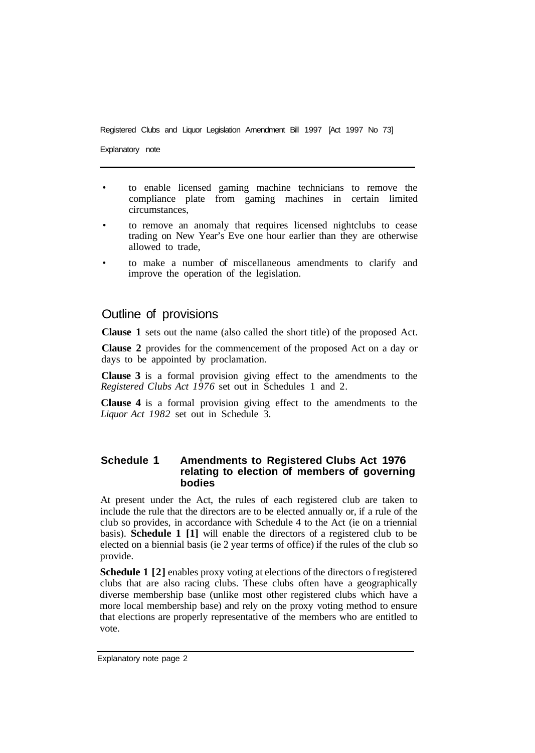- to enable licensed gaming machine technicians to remove the compliance plate from gaming machines in certain limited circumstances,
- to remove an anomaly that requires licensed nightclubs to cease trading on New Year's Eve one hour earlier than they are otherwise allowed to trade,
- to make a number of miscellaneous amendments to clarify and improve the operation of the legislation.

## Outline of provisions

**Clause 1** sets out the name (also called the short title) of the proposed Act.

**Clause 2** provides for the commencement of the proposed Act on a day or days to be appointed by proclamation.

**Clause 3** is a formal provision giving effect to the amendments to the *Registered Clubs Act 1976* set out in Schedules 1 and 2.

**Clause 4** is a formal provision giving effect to the amendments to the *Liquor Act 1982* set out in Schedule 3.

### Schedule 1 Amendments to Registered Clubs Act 1976 relating to election of members of governing bodies

At present under the Act, the rules of each registered club are taken to include the rule that the directors are to be elected annually or, if a rule of the club so provides, in accordance with Schedule 4 to the Act (ie on a triennial basis). **Schedule 1 [1]** will enable the directors of a registered club to be elected on a biennial basis (ie 2 year terms of office) if the rules of the club so provide.

**Schedule 1 [2]** enables proxy voting at elections of the directors of registered clubs that are also racing clubs. These clubs often have a geographically diverse membership base (unlike most other registered clubs which have a more local membership base) and rely on the proxy voting method to ensure that elections are properly representative of the members who are entitled to vote.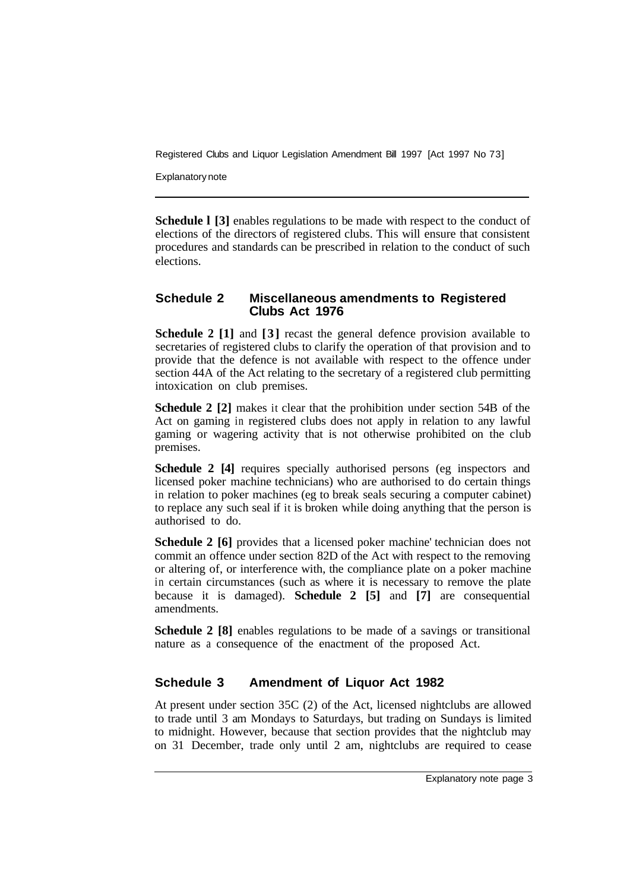**Schedule 1 [3]** enables regulations to be made with respect to the conduct of elections of the directors of registered clubs. This will ensure that consistent procedures and standards can be prescribed in relation to the conduct of such elections.

## Schedule 2 Miscellaneous amendments to Registered Clubs Act 1976

**Schedule 2 [1]** and **[3]** recast the general defence provision available to secretaries of registered clubs to clarify the operation of that provision and to provide that the defence is not available with respect to the offence under section 44A of the Act relating to the secretary of a registered club permitting intoxication on club premises.

**Schedule 2 [2]** makes it clear that the prohibition under section 54B of the Act on gaming in registered clubs does not apply in relation to any lawful gaming or wagering activity that is not otherwise prohibited on the club premises.

**Schedule 2 [4]** requires specially authorised persons (eg inspectors and licensed poker machine technicians) who are authorised to do certain things in relation to poker machines (eg to break seals securing a computer cabinet) to replace any such seal if it is broken while doing anything that the person is authorised to do.

**Schedule 2 [6]** provides that a licensed poker machine' technician does not commit an offence under section 82D of the Act with respect to the removing or altering of, or interference with, the compliance plate on a poker machine in certain circumstances (such as where it is necessary to remove the plate because it is damaged). **Schedule 2 [5]** and **[7]** are consequential amendments.

**Schedule 2 [8]** enables regulations to be made of a savings or transitional nature as a consequence of the enactment of the proposed Act.

## Schedule 3 Amendment of Liquor Act 1982

At present under section 35C (2) of the Act, licensed nightclubs are allowed to trade until 3 am Mondays to Saturdays, but trading on Sundays is limited to midnight. However, because that section provides that the nightclub may on 31 December, trade only until 2 am, nightclubs are required to cease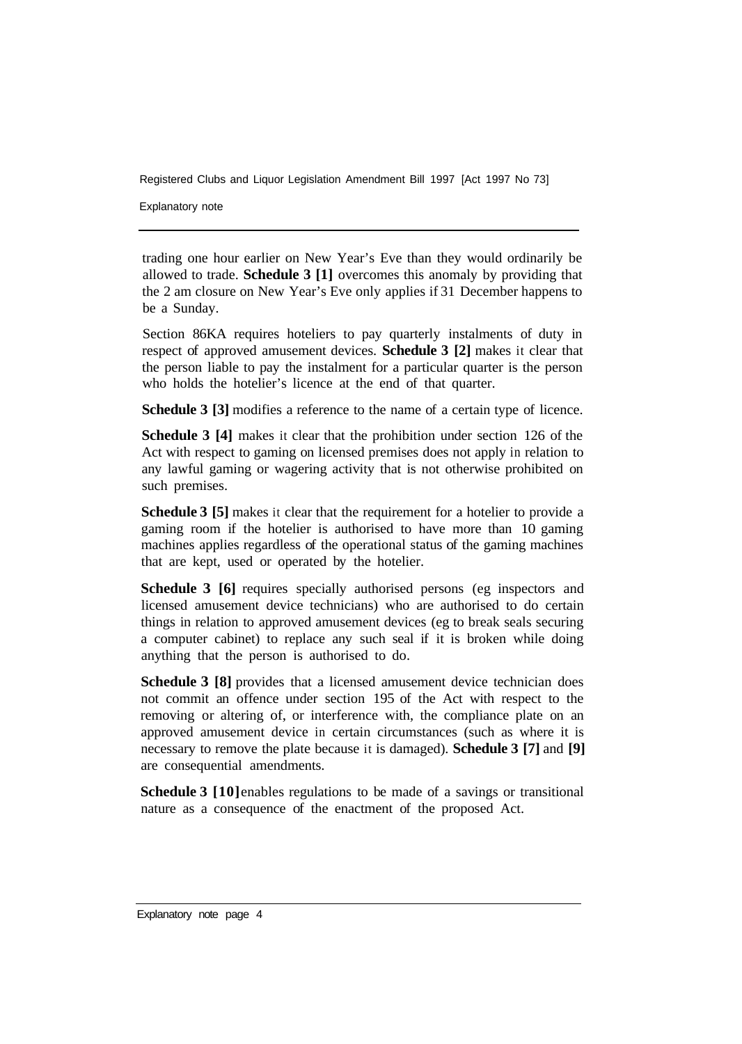trading one hour earlier on New Year's Eve than they would ordinarily be allowed to trade. **Schedule 3 [1]** overcomes this anomaly by providing that the 2 am closure on New Year's Eve only applies if 31 December happens to be a Sunday.

Section 86KA requires hoteliers to pay quarterly instalments of duty in respect of approved amusement devices. **Schedule 3 [2]** makes it clear that the person liable to pay the instalment for a particular quarter is the person who holds the hotelier's licence at the end of that quarter.

**Schedule 3 [3]** modifies a reference to the name of a certain type of licence.

**Schedule 3 [4]** makes it clear that the prohibition under section 126 of the Act with respect to gaming on licensed premises does not apply in relation to any lawful gaming or wagering activity that is not otherwise prohibited on such premises.

**Schedule 3 [5]** makes it clear that the requirement for a hotelier to provide a gaming room if the hotelier is authorised to have more than 10 gaming machines applies regardless of the operational status of the gaming machines that are kept, used or operated by the hotelier.

**Schedule 3 [6]** requires specially authorised persons (eg inspectors and licensed amusement device technicians) who are authorised to do certain things in relation to approved amusement devices (eg to break seals securing a computer cabinet) to replace any such seal if it is broken while doing anything that the person is authorised to do.

**Schedule 3 [8]** provides that a licensed amusement device technician does not commit an offence under section 195 of the Act with respect to the removing or altering of, or interference with, the compliance plate on an approved amusement device in certain circumstances (such as where it is necessary to remove the plate because it is damaged). **Schedule 3 [7]** and **[9]** are consequential amendments.

**Schedule 3 [10]** enables regulations to be made of a savings or transitional nature as a consequence of the enactment of the proposed Act.